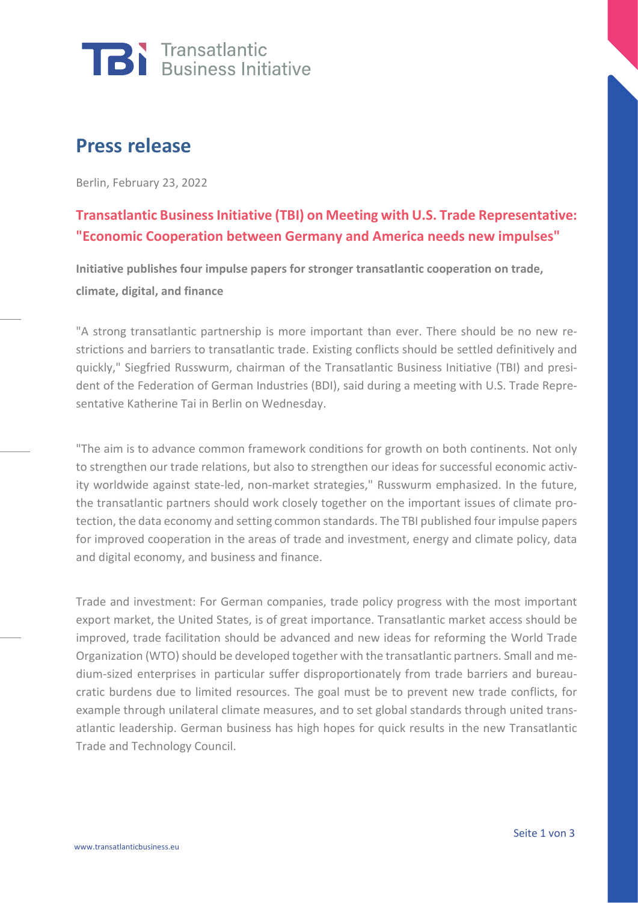# Press release

Berlin, February 23, 2022

## Transatlantic Business Initiative (TBI) on Meeting with U.S. Trade Representative: "Economic Cooperation between Germany and America needs new impulses"

**Initiative publishes four impulse papers for stronger transatlantic cooperation on trade, climate, digital, and finance**

"A strong transatlantic partnership is more important than ever. There should be no new restrictions and barriers to transatlantic trade. Existing conflicts should be settled definitively and quickly," Siegfried Russwurm, chairman of the Transatlantic Business Initiative (TBI) and president of the Federation of German Industries (BDI), said during a meeting with U.S. Trade Representative Katherine Tai in Berlin on Wednesday.

"The aim is to advance common framework conditions for growth on both continents. Not only to strengthen our trade relations, but also to strengthen our ideas for successful economic activity worldwide against state-led, non-market strategies," Russwurm emphasized. In the future, the transatlantic partners should work closely together on the important issues of climate protection, the data economy and setting common standards. The TBI published four impulse papers for improved cooperation in the areas of trade and investment, energy and climate policy, data and digital economy, and business and finance.

Trade and investment: For German companies, trade policy progress with the most important export market, the United States, is of great importance. Transatlantic market access should be improved, trade facilitation should be advanced and new ideas for reforming the World Trade Organization (WTO) should be developed together with the transatlantic partners. Small and medium-sized enterprises in particular suffer disproportionately from trade barriers and bureaucratic burdens due to limited resources. The goal must be to prevent new trade conflicts, for example through unilateral climate measures, and to set global standards through united transatlantic leadership. German business has high hopes for quick results in the new Transatlantic Trade and Technology Council.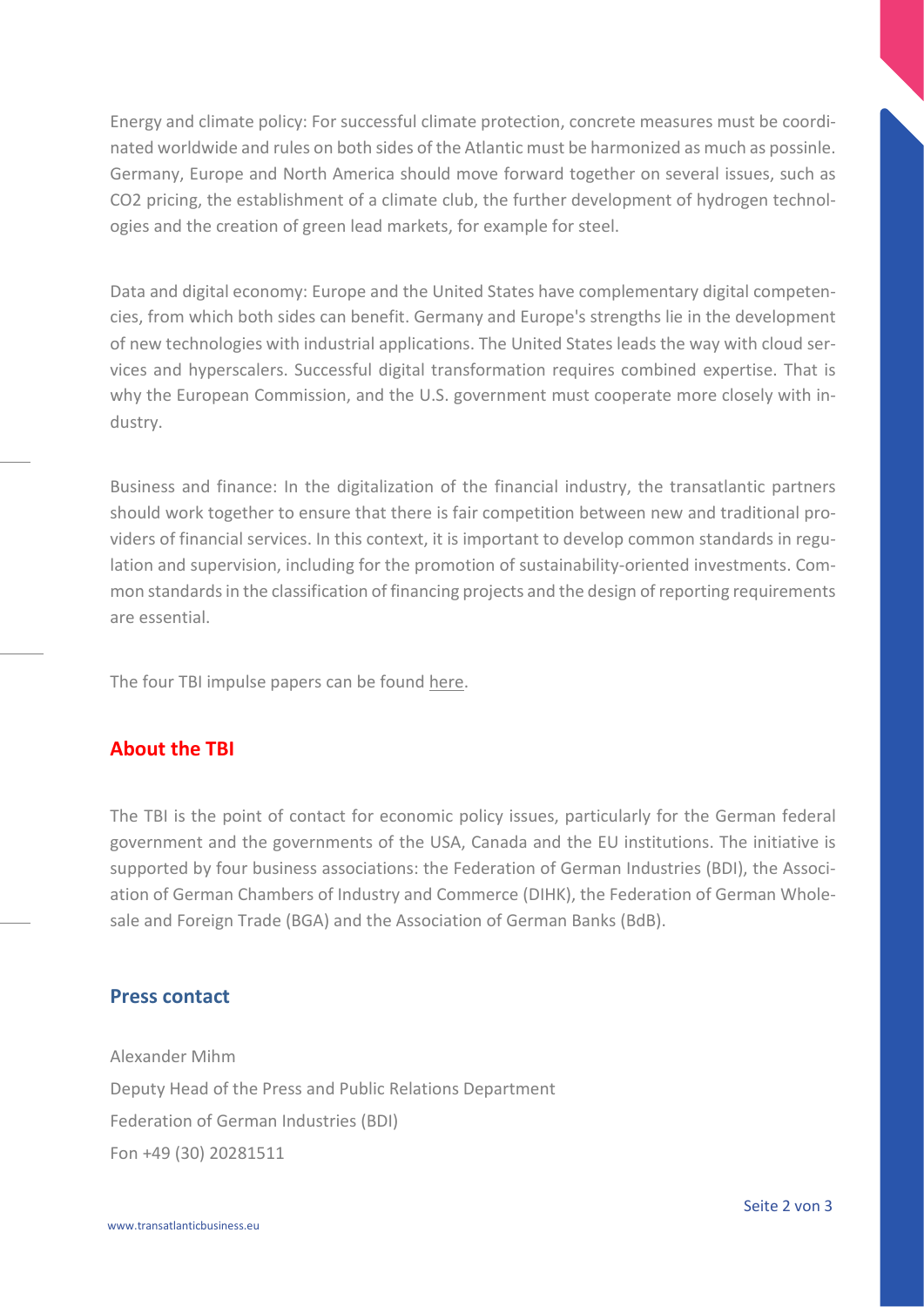Energy and climate policy: For successful climate protection, concrete measures must be coordinated worldwide and rules on both sides of the Atlantic must be harmonized as much as possinle. Germany, Europe and North America should move forward together on several issues, such as CO2 pricing, the establishment of a climate club, the further development of hydrogen technologies and the creation of green lead markets, for example for steel.

Data and digital economy: Europe and the United States have complementary digital competencies, from which both sides can benefit. Germany and Europe's strengths lie in the development of new technologies with industrial applications. The United States leads the way with cloud services and hyperscalers. Successful digital transformation requires combined expertise. That is why the European Commission, and the U.S. government must cooperate more closely with industry.

Business and finance: In the digitalization of the financial industry, the transatlantic partners should work together to ensure that there is fair competition between new and traditional providers of financial services. In this context, it is important to develop common standards in regulation and supervision, including for the promotion of sustainability-oriented investments. Common standards in the classification of financing projects and the design of reporting requirements are essential.

The four TBI impulse papers can be found here.

## About the TBI

The TBI is the point of contact for economic policy issues, particularly for the German federal government and the governments of the USA, Canada and the EU institutions. The initiative is supported by four business associations: the Federation of German Industries (BDI), the Association of German Chambers of Industry and Commerce (DIHK), the Federation of German Wholesale and Foreign Trade (BGA) and the Association of German Banks (BdB).

## Press contact

Alexander Mihm
Deputy Head of the Press and Public Relations Department
Federation of German Industries (BDI)
Fon +49 (30) 20281511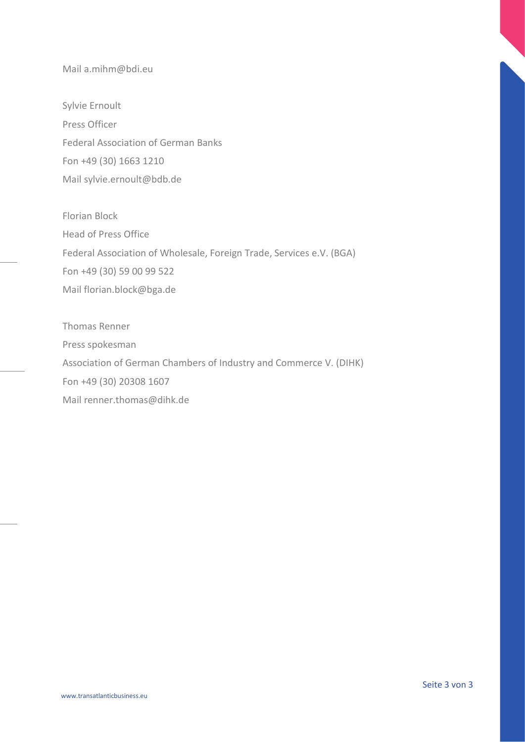Mail a.mihm@bdi.eu

Sylvie Ernoult
Press Officer
Federal Association of German Banks
Fon +49 (30) 1663 1210
Mail sylvie.ernoult@bdb.de

Florian Block
Head of Press Office
Federal Association of Wholesale, Foreign Trade, Services e.V. (BGA)
Fon +49 (30) 59 00 99 522
Mail florian.block@bga.de

Thomas Renner
Press spokesman
Association of German Chambers of Industry and Commerce V. (DIHK)
Fon +49 (30) 20308 1607
Mail renner.thomas@dihk.de